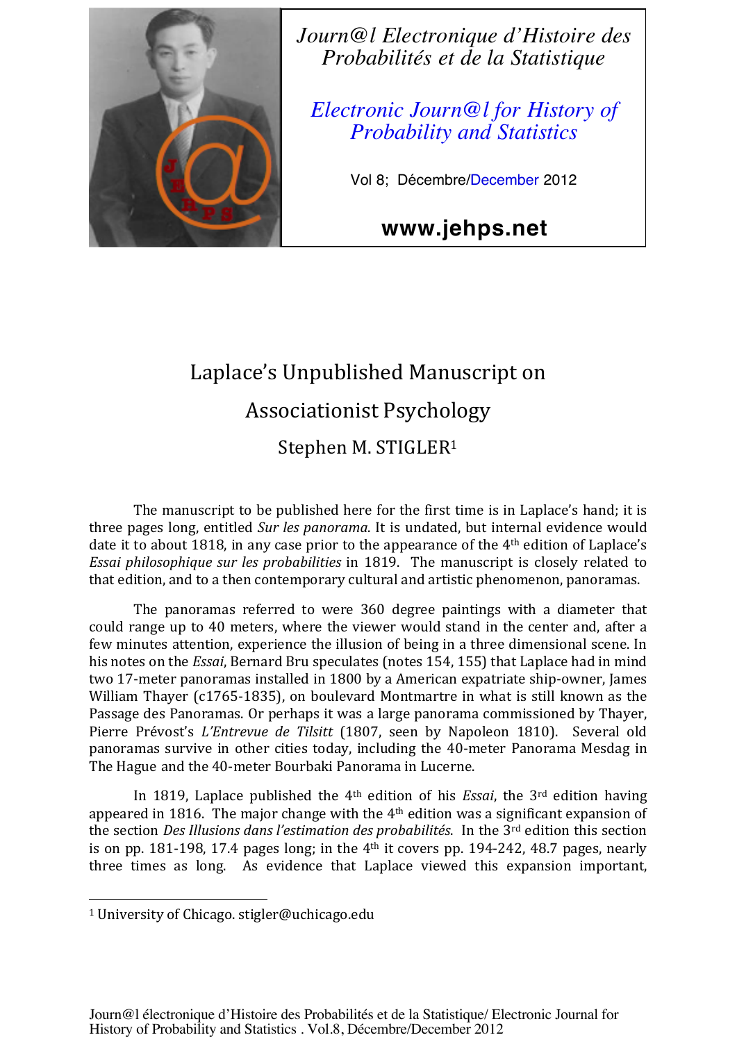Journ@l Electronique d'Histoire des Probabilités et de la Statistique

Electronic Journ@l for History of Probability and Statistics

Vol 8; Décembre/December 2012

www.jehps.net

# Laplace's Unpublished Manuscript on Associationist Psychology

Stephen M. STIGLER[1]

The manuscript to be published here for the first time is in Laplace's hand; it is three pages long, entitled *Sur les panorama*. It is undated, but internal evidence would date it to about 1818, in any case prior to the appearance of the 4th edition of Laplace's *Essai philosophique sur les probabilites* in 1819. The manuscript is closely related to that edition, and to a then contemporary cultural and artistic phenomenon, panoramas.

The panoramas referred to were 360 degree paintings with a diameter that could range up to 40 meters, where the viewer would stand in the center and, after a few minutes attention, experience the illusion of being in a three dimensional scene. In his notes on the *Essai*, Bernard Bru speculates (notes 154, 155) that Laplace had in mind two 17-meter panoramas installed in 1800 by a American expatriate ship-owner, James William Thayer (c1765-1835), on boulevard Montmartre in what is still known as the Passage des Panoramas. Or perhaps it was a large panorama commissioned by Thayer, Pierre Prévost's *L'Entrevue de Tilsitt* (1807, seen by Napoleon 1810). Several old panoramas survive in other cities today, including the 40-meter Panorama Mesdag in The Hague and the 40-meter Bourbaki Panorama in Lucerne.

In 1819, Laplace published the 4th edition of his *Essai*, the 3rd edition having appeared in 1816. The major change with the 4th edition was a significant expansion of the section *Des Illusions dans l'estimation des probabilités*. In the 3rd edition this section is on pp. 181-198, 17.4 pages long; in the 4th it covers pp. 194-242, 48.7 pages, nearly three times as long. As evidence that Laplace viewed this expansion important,

[1] University of Chicago. stigler@uchicago.edu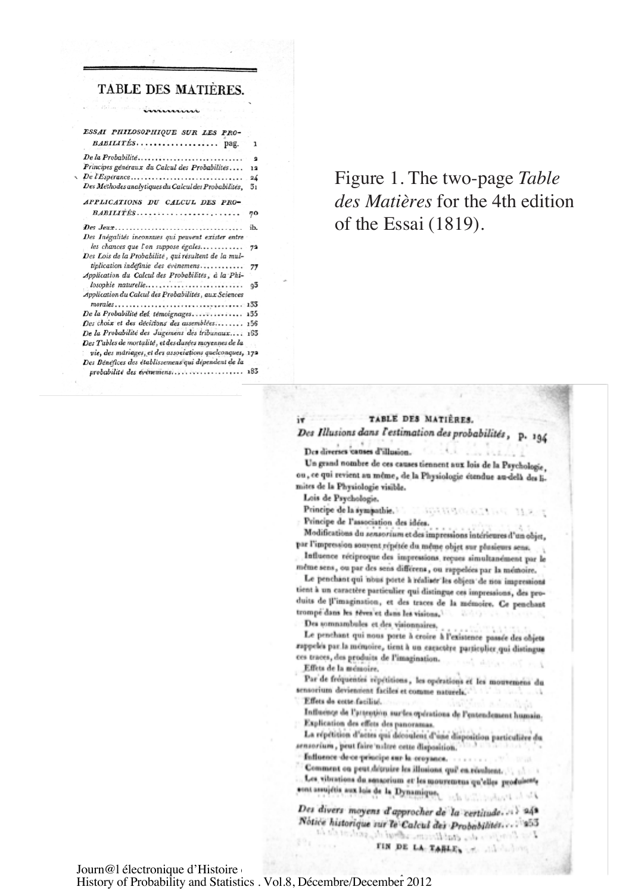# TABLE DES MATIÈRES.

| | |
|---|---|
| *ESSAI PHILOSOPHIQUE SUR LES PROBABILITÉS*.................. pag. | 1 |
| *De la Probabilité*............................ | 2 |
| *Principes généraux du Calcul des Probabilités*.... | 12 |
| *De l'Espérance*............................ | 24 |
| *Des Méthodes analytiques du Calcul des Probabilités*, | 31 |
| *APPLICATIONS DU CALCUL DES PROBABILITÉS*........................ | 70 |
| *Des Jeux*................................ | ib. |
| *Des Inégalités inconnues qui peuvent exister entre les chances que l'on suppose égales*........... | 72 |
| *Des Lois de la Probabilité, qui résultent de la multiplication indéfinie des évènemens*........... | 77 |
| *Application du Calcul des Probabilités, à la Philosophie naturelle*........................ | 93 |
| *Application du Calcul des Probabilités, aux Sciences morales*................................ | 133 |
| *De la Probabilité des témoignages*............. | 135 |
| *Des choix et des décisions des assemblées*........ | 156 |
| *De la Probabilité des Jugemens des tribunaux*.... | 163 |
| *Des Tables de mortalité, et des durées moyennes de la vie, des mariages, et des associations quelconques*, | 172 |
| *Des Bénéfices des établissemens qui dépendent de la probabilité des évènemens*.................. | 183 |

Figure 1. The two-page *Table des Matières* for the 4th edition of the Essai (1819).

TABLE DES MATIÈRES.

*Des Illusions dans l'estimation des probabilités*, p. 194

Des diverses causes d'illusion.

Un grand nombre de ces causes tiennent aux lois de la Psychologie, ou, ce qui revient au même, de la Physiologie étendue au-delà des limites de la Physiologie visible.

Lois de Psychologie.

Principe de la sympathie.

Principe de l'association des idées.

Modifications du *sensorium* et des impressions intérieures d'un objet, par l'impression souvent répétée du même objet sur plusieurs sens.

Influence réciproque des impressions reçues simultanément par le même sens, ou par des sens différens, ou rappelées par la mémoire.

Le penchant qui nous porte à réaliser les objets de nos impressions tient à un caractère particulier qui distingue ces impressions, des produits de l'imagination, et des traces de la mémoire. Ce penchant trompé dans les rêves et dans les visions.

Des somnambules et des visionnaires.

Le penchant qui nous porte à croire à l'existence passée des objets rappelés par la mémoire, tient à un caractère particulier qui distingue ces traces, des produits de l'imagination.

Effets de la mémoire.

Par de fréquentes répétitions, les opérations et les mouvemens du sensorium deviennent faciles et comme naturels.

Effets de cette facilité.

Influence de l'attention sur les opérations de l'entendement humain.

Explication des effets des panoramas.

La répétition d'actes qui découlent d'une disposition particulière du *sensorium*, peut faire naître cette disposition.

Influence de ce principe sur la croyance.

Comment on peut détruire les illusions qui en résultent.

Les vibrations du sensorium et les mouvemens qu'elles produisent, sont assujétis aux lois de la Dynamique.

*Des divers moyens d'approcher de la certitude*... 248

*Notice historique sur le Calcul des Probabilités*... 253

FIN DE LA TABLE.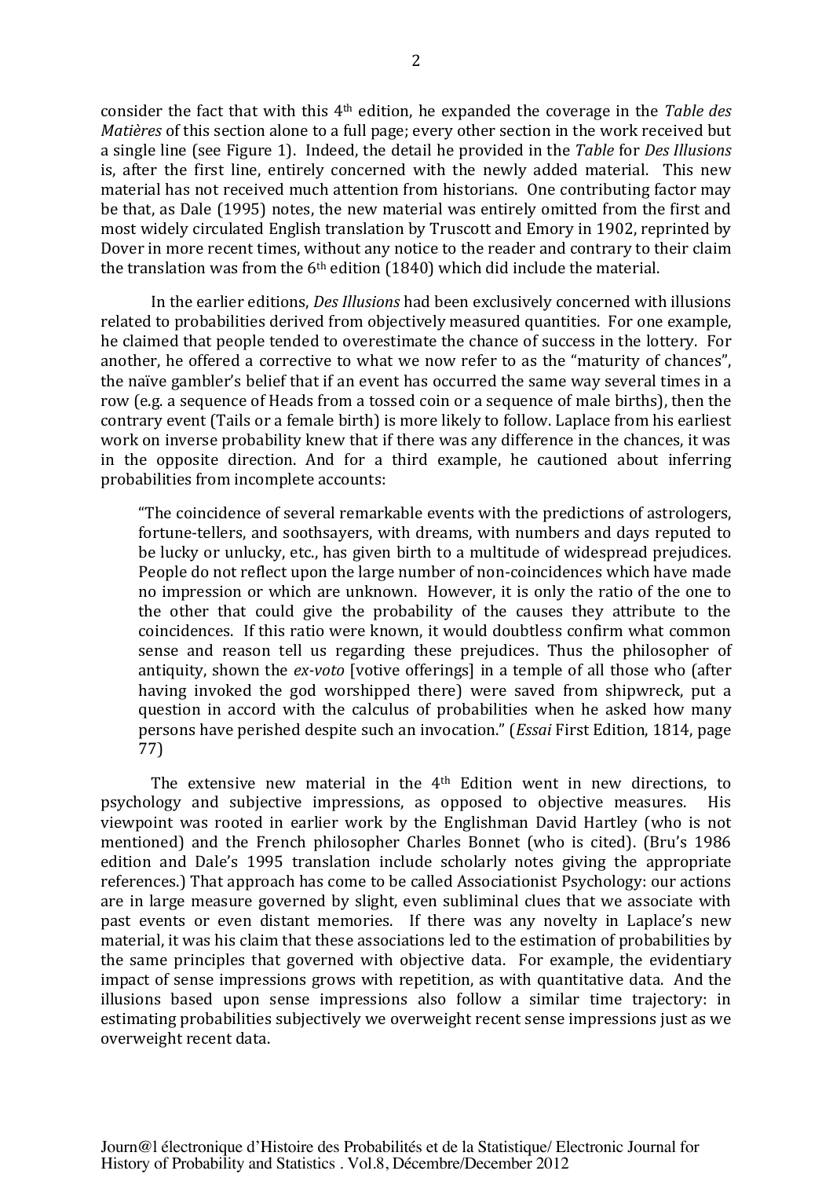consider the fact that with this 4th edition, he expanded the coverage in the *Table des Matières* of this section alone to a full page; every other section in the work received but a single line (see Figure 1). Indeed, the detail he provided in the *Table* for *Des Illusions* is, after the first line, entirely concerned with the newly added material. This new material has not received much attention from historians. One contributing factor may be that, as Dale (1995) notes, the new material was entirely omitted from the first and most widely circulated English translation by Truscott and Emory in 1902, reprinted by Dover in more recent times, without any notice to the reader and contrary to their claim the translation was from the 6th edition (1840) which did include the material.

In the earlier editions, *Des Illusions* had been exclusively concerned with illusions related to probabilities derived from objectively measured quantities. For one example, he claimed that people tended to overestimate the chance of success in the lottery. For another, he offered a corrective to what we now refer to as the "maturity of chances", the naïve gambler's belief that if an event has occurred the same way several times in a row (e.g. a sequence of Heads from a tossed coin or a sequence of male births), then the contrary event (Tails or a female birth) is more likely to follow. Laplace from his earliest work on inverse probability knew that if there was any difference in the chances, it was in the opposite direction. And for a third example, he cautioned about inferring probabilities from incomplete accounts:

> "The coincidence of several remarkable events with the predictions of astrologers, fortune-tellers, and soothsayers, with dreams, with numbers and days reputed to be lucky or unlucky, etc., has given birth to a multitude of widespread prejudices. People do not reflect upon the large number of non-coincidences which have made no impression or which are unknown. However, it is only the ratio of the one to the other that could give the probability of the causes they attribute to the coincidences. If this ratio were known, it would doubtless confirm what common sense and reason tell us regarding these prejudices. Thus the philosopher of antiquity, shown the *ex-voto* [votive offerings] in a temple of all those who (after having invoked the god worshipped there) were saved from shipwreck, put a question in accord with the calculus of probabilities when he asked how many persons have perished despite such an invocation." (*Essai* First Edition, 1814, page 77)

The extensive new material in the 4th Edition went in new directions, to psychology and subjective impressions, as opposed to objective measures. His viewpoint was rooted in earlier work by the Englishman David Hartley (who is not mentioned) and the French philosopher Charles Bonnet (who is cited). (Bru's 1986 edition and Dale's 1995 translation include scholarly notes giving the appropriate references.) That approach has come to be called Associationist Psychology: our actions are in large measure governed by slight, even subliminal clues that we associate with past events or even distant memories. If there was any novelty in Laplace's new material, it was his claim that these associations led to the estimation of probabilities by the same principles that governed with objective data. For example, the evidentiary impact of sense impressions grows with repetition, as with quantitative data. And the illusions based upon sense impressions also follow a similar time trajectory: in estimating probabilities subjectively we overweight recent sense impressions just as we overweight recent data.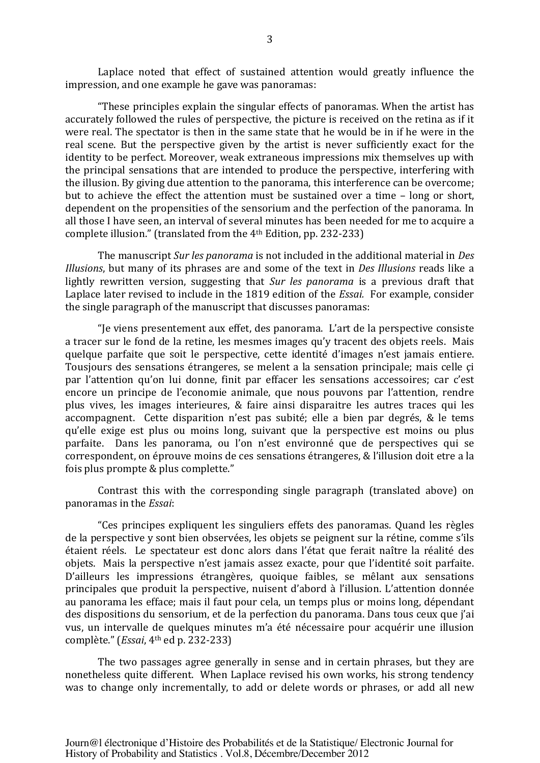Laplace noted that effect of sustained attention would greatly influence the impression, and one example he gave was panoramas:

"These principles explain the singular effects of panoramas. When the artist has accurately followed the rules of perspective, the picture is received on the retina as if it were real. The spectator is then in the same state that he would be in if he were in the real scene. But the perspective given by the artist is never sufficiently exact for the identity to be perfect. Moreover, weak extraneous impressions mix themselves up with the principal sensations that are intended to produce the perspective, interfering with the illusion. By giving due attention to the panorama, this interference can be overcome; but to achieve the effect the attention must be sustained over a time – long or short, dependent on the propensities of the sensorium and the perfection of the panorama. In all those I have seen, an interval of several minutes has been needed for me to acquire a complete illusion." (translated from the 4th Edition, pp. 232-233)

The manuscript *Sur les panorama* is not included in the additional material in *Des Illusions*, but many of its phrases are and some of the text in *Des Illusions* reads like a lightly rewritten version, suggesting that *Sur les panorama* is a previous draft that Laplace later revised to include in the 1819 edition of the *Essai.* For example, consider the single paragraph of the manuscript that discusses panoramas:

"Je viens presentement aux effet, des panorama. L'art de la perspective consiste a tracer sur le fond de la retine, les mesmes images qu'y tracent des objets reels. Mais quelque parfaite que soit le perspective, cette identité d'images n'est jamais entiere. Tousjours des sensations étrangeres, se melent a la sensation principale; mais celle çi par l'attention qu'on lui donne, finit par effacer les sensations accessoires; car c'est encore un principe de l'economie animale, que nous pouvons par l'attention, rendre plus vives, les images interieures, & faire ainsi disparaitre les autres traces qui les accompagnent. Cette disparition n'est pas subité; elle a bien par degrés, & le tems qu'elle exige est plus ou moins long, suivant que la perspective est moins ou plus parfaite. Dans les panorama, ou l'on n'est environné que de perspectives qui se correspondent, on éprouve moins de ces sensations étrangeres, & l'illusion doit etre a la fois plus prompte & plus complette."

Contrast this with the corresponding single paragraph (translated above) on panoramas in the *Essai*:

"Ces principes expliquent les singuliers effets des panoramas. Quand les règles de la perspective y sont bien observées, les objets se peignent sur la rétine, comme s'ils étaient réels. Le spectateur est donc alors dans l'état que ferait naître la réalité des objets. Mais la perspective n'est jamais assez exacte, pour que l'identité soit parfaite. D'ailleurs les impressions étrangères, quoique faibles, se mêlant aux sensations principales que produit la perspective, nuisent d'abord à l'illusion. L'attention donnée au panorama les efface; mais il faut pour cela, un temps plus or moins long, dépendant des dispositions du sensorium, et de la perfection du panorama. Dans tous ceux que j'ai vus, un intervalle de quelques minutes m'a été nécessaire pour acquérir une illusion complète." (*Essai*, 4th ed p. 232-233)

The two passages agree generally in sense and in certain phrases, but they are nonetheless quite different. When Laplace revised his own works, his strong tendency was to change only incrementally, to add or delete words or phrases, or add all new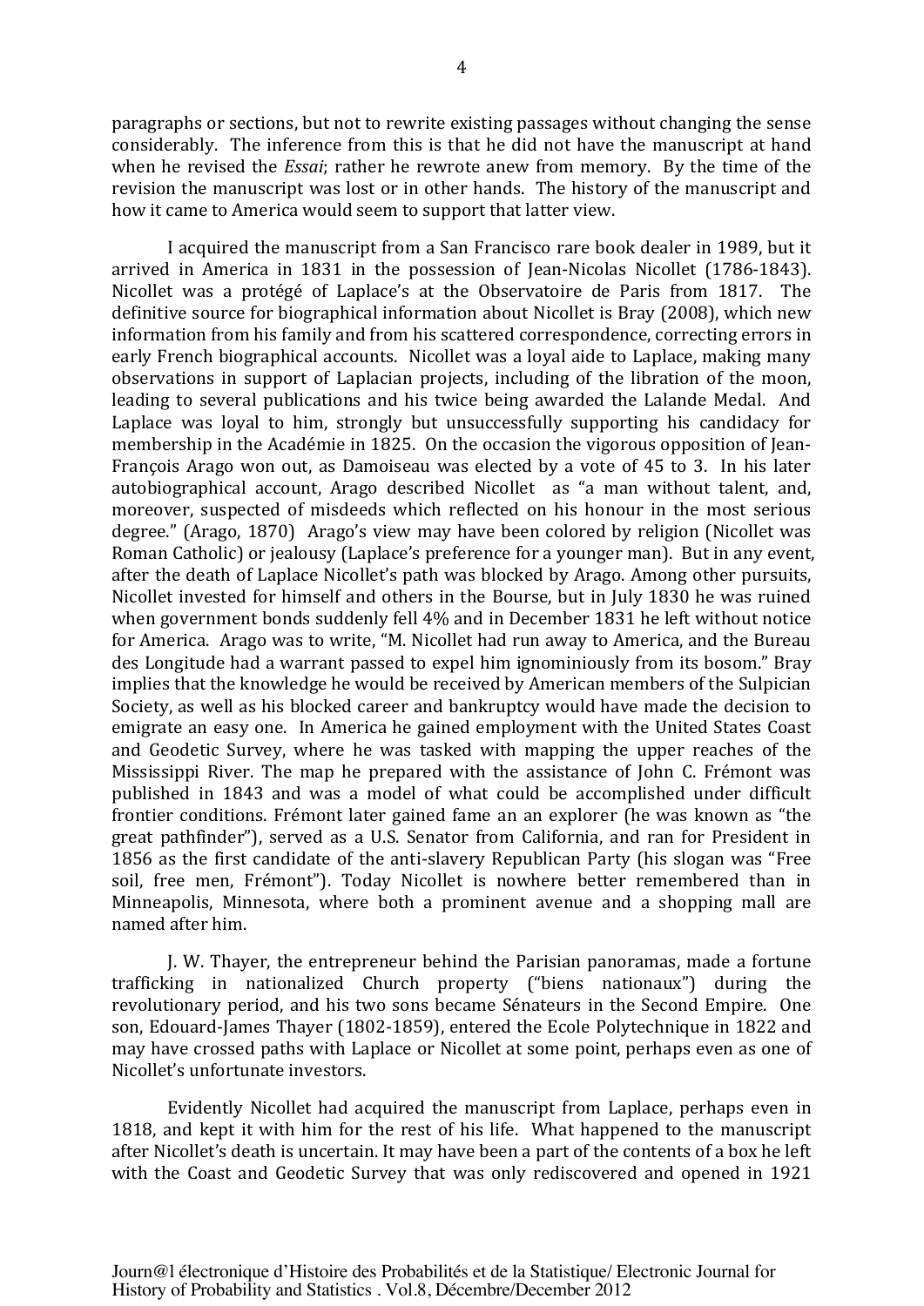paragraphs or sections, but not to rewrite existing passages without changing the sense considerably. The inference from this is that he did not have the manuscript at hand when he revised the *Essai*; rather he rewrote anew from memory. By the time of the revision the manuscript was lost or in other hands. The history of the manuscript and how it came to America would seem to support that latter view.

I acquired the manuscript from a San Francisco rare book dealer in 1989, but it arrived in America in 1831 in the possession of Jean-Nicolas Nicollet (1786-1843). Nicollet was a protégé of Laplace's at the Observatoire de Paris from 1817. The definitive source for biographical information about Nicollet is Bray (2008), which new information from his family and from his scattered correspondence, correcting errors in early French biographical accounts. Nicollet was a loyal aide to Laplace, making many observations in support of Laplacian projects, including of the libration of the moon, leading to several publications and his twice being awarded the Lalande Medal. And Laplace was loyal to him, strongly but unsuccessfully supporting his candidacy for membership in the Académie in 1825. On the occasion the vigorous opposition of Jean-François Arago won out, as Damoiseau was elected by a vote of 45 to 3. In his later autobiographical account, Arago described Nicollet as "a man without talent, and, moreover, suspected of misdeeds which reflected on his honour in the most serious degree." (Arago, 1870) Arago's view may have been colored by religion (Nicollet was Roman Catholic) or jealousy (Laplace's preference for a younger man). But in any event, after the death of Laplace Nicollet's path was blocked by Arago. Among other pursuits, Nicollet invested for himself and others in the Bourse, but in July 1830 he was ruined when government bonds suddenly fell 4% and in December 1831 he left without notice for America. Arago was to write, "M. Nicollet had run away to America, and the Bureau des Longitude had a warrant passed to expel him ignominiously from its bosom." Bray implies that the knowledge he would be received by American members of the Sulpician Society, as well as his blocked career and bankruptcy would have made the decision to emigrate an easy one. In America he gained employment with the United States Coast and Geodetic Survey, where he was tasked with mapping the upper reaches of the Mississippi River. The map he prepared with the assistance of John C. Frémont was published in 1843 and was a model of what could be accomplished under difficult frontier conditions. Frémont later gained fame an an explorer (he was known as "the great pathfinder"), served as a U.S. Senator from California, and ran for President in 1856 as the first candidate of the anti-slavery Republican Party (his slogan was "Free soil, free men, Frémont"). Today Nicollet is nowhere better remembered than in Minneapolis, Minnesota, where both a prominent avenue and a shopping mall are named after him.

J. W. Thayer, the entrepreneur behind the Parisian panoramas, made a fortune trafficking in nationalized Church property ("biens nationaux") during the revolutionary period, and his two sons became Sénateurs in the Second Empire. One son, Edouard-James Thayer (1802-1859), entered the Ecole Polytechnique in 1822 and may have crossed paths with Laplace or Nicollet at some point, perhaps even as one of Nicollet's unfortunate investors.

Evidently Nicollet had acquired the manuscript from Laplace, perhaps even in 1818, and kept it with him for the rest of his life. What happened to the manuscript after Nicollet's death is uncertain. It may have been a part of the contents of a box he left with the Coast and Geodetic Survey that was only rediscovered and opened in 1921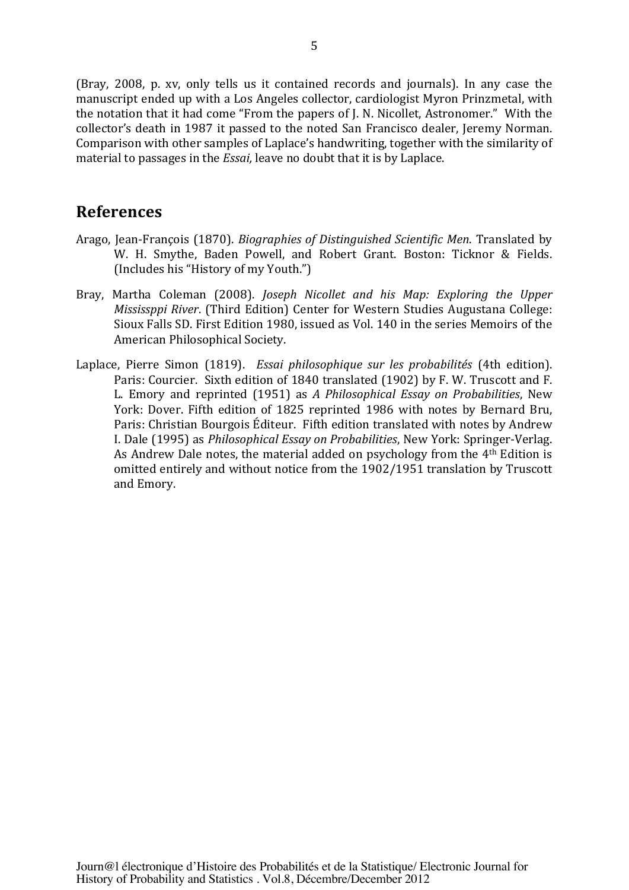(Bray, 2008, p. xv, only tells us it contained records and journals). In any case the manuscript ended up with a Los Angeles collector, cardiologist Myron Prinzmetal, with the notation that it had come "From the papers of J. N. Nicollet, Astronomer." With the collector's death in 1987 it passed to the noted San Francisco dealer, Jeremy Norman. Comparison with other samples of Laplace's handwriting, together with the similarity of material to passages in the *Essai,* leave no doubt that it is by Laplace.

## References

Arago, Jean-François (1870). *Biographies of Distinguished Scientific Men*. Translated by W. H. Smythe, Baden Powell, and Robert Grant. Boston: Ticknor & Fields. (Includes his "History of my Youth.")

Bray, Martha Coleman (2008). *Joseph Nicollet and his Map: Exploring the Upper Mississppi River*. (Third Edition) Center for Western Studies Augustana College: Sioux Falls SD. First Edition 1980, issued as Vol. 140 in the series Memoirs of the American Philosophical Society.

Laplace, Pierre Simon (1819). *Essai philosophique sur les probabilités* (4th edition). Paris: Courcier. Sixth edition of 1840 translated (1902) by F. W. Truscott and F. L. Emory and reprinted (1951) as *A Philosophical Essay on Probabilities*, New York: Dover. Fifth edition of 1825 reprinted 1986 with notes by Bernard Bru, Paris: Christian Bourgois Éditeur. Fifth edition translated with notes by Andrew I. Dale (1995) as *Philosophical Essay on Probabilities*, New York: Springer-Verlag. As Andrew Dale notes, the material added on psychology from the 4th Edition is omitted entirely and without notice from the 1902/1951 translation by Truscott and Emory.